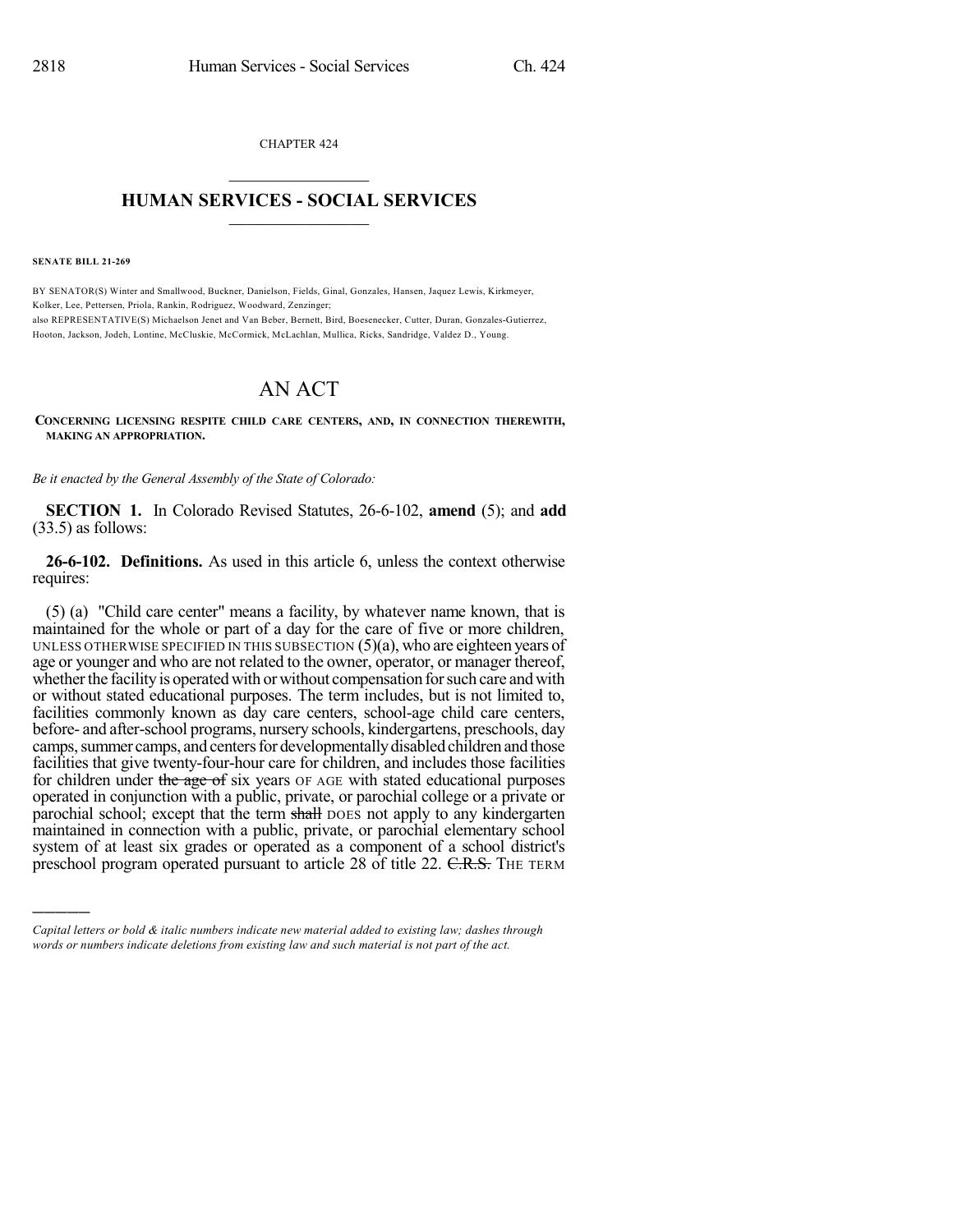CHAPTER 424

# HUMAN SERVICES - SOCIAL SERVICES

**SENATE BILL 21-269**

BY SENATOR(S) Winter and Smallwood, Buckner, Danielson, Fields, Ginal, Gonzales, Hansen, Jaquez Lewis, Kirkmeyer, Kolker, Lee, Pettersen, Priola, Rankin, Rodriguez, Woodward, Zenzinger;
also REPRESENTATIVE(S) Michaelson Jenet and Van Beber, Bernett, Bird, Boesenecker, Cutter, Duran, Gonzales-Gutierrez, Hooton, Jackson, Jodeh, Lontine, McCluskie, McCormick, McLachlan, Mullica, Ricks, Sandridge, Valdez D., Young.

# AN ACT

**CONCERNING LICENSING RESPITE CHILD CARE CENTERS, AND, IN CONNECTION THEREWITH, MAKING AN APPROPRIATION.**

*Be it enacted by the General Assembly of the State of Colorado:*

**SECTION 1.** In Colorado Revised Statutes, 26-6-102, **amend** (5); and **add** (33.5) as follows:

**26-6-102. Definitions.** As used in this article 6, unless the context otherwise requires:

(5) (a) "Child care center" means a facility, by whatever name known, that is maintained for the whole or part of a day for the care of five or more children, UNLESS OTHERWISE SPECIFIED IN THIS SUBSECTION (5)(a), who are eighteen years of age or younger and who are not related to the owner, operator, or manager thereof, whether the facility is operated with or without compensation for such care and with or without stated educational purposes. The term includes, but is not limited to, facilities commonly known as day care centers, school-age child care centers, before- and after-school programs, nursery schools, kindergartens, preschools, day camps, summer camps, and centers for developmentally disabled children and those facilities that give twenty-four-hour care for children, and includes those facilities for children under ~~the age of~~ six years OF AGE with stated educational purposes operated in conjunction with a public, private, or parochial college or a private or parochial school; except that the term ~~shall~~ DOES not apply to any kindergarten maintained in connection with a public, private, or parochial elementary school system of at least six grades or operated as a component of a school district's preschool program operated pursuant to article 28 of title 22. ~~C.R.S.~~ THE TERM

---

*Capital letters or bold & italic numbers indicate new material added to existing law; dashes through words or numbers indicate deletions from existing law and such material is not part of the act.*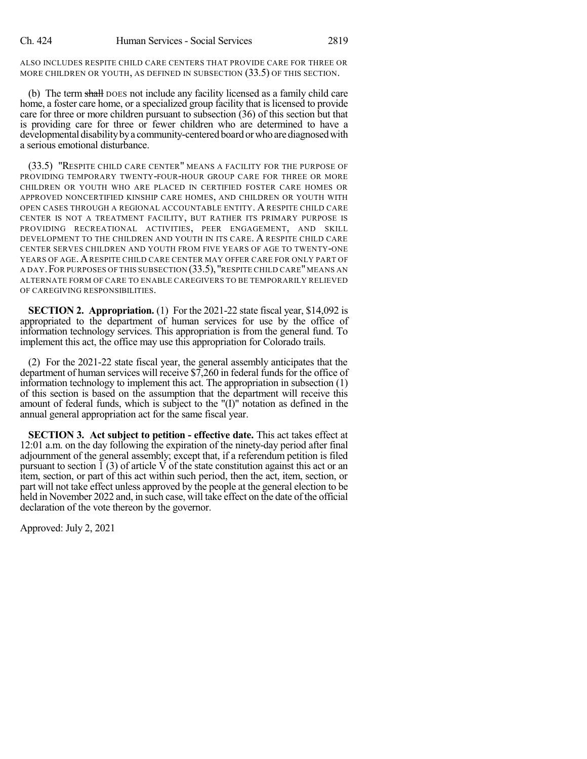ALSO INCLUDES RESPITE CHILD CARE CENTERS THAT PROVIDE CARE FOR THREE OR MORE CHILDREN OR YOUTH, AS DEFINED IN SUBSECTION (33.5) OF THIS SECTION.

(b) The term ~~shall~~ DOES not include any facility licensed as a family child care home, a foster care home, or a specialized group facility that is licensed to provide care for three or more children pursuant to subsection (36) of this section but that is providing care for three or fewer children who are determined to have a developmental disability by a community-centered board or who are diagnosed with a serious emotional disturbance.

(33.5) "RESPITE CHILD CARE CENTER" MEANS A FACILITY FOR THE PURPOSE OF PROVIDING TEMPORARY TWENTY-FOUR-HOUR GROUP CARE FOR THREE OR MORE CHILDREN OR YOUTH WHO ARE PLACED IN CERTIFIED FOSTER CARE HOMES OR APPROVED NONCERTIFIED KINSHIP CARE HOMES, AND CHILDREN OR YOUTH WITH OPEN CASES THROUGH A REGIONAL ACCOUNTABLE ENTITY. A RESPITE CHILD CARE CENTER IS NOT A TREATMENT FACILITY, BUT RATHER ITS PRIMARY PURPOSE IS PROVIDING RECREATIONAL ACTIVITIES, PEER ENGAGEMENT, AND SKILL DEVELOPMENT TO THE CHILDREN AND YOUTH IN ITS CARE. A RESPITE CHILD CARE CENTER SERVES CHILDREN AND YOUTH FROM FIVE YEARS OF AGE TO TWENTY-ONE YEARS OF AGE. A RESPITE CHILD CARE CENTER MAY OFFER CARE FOR ONLY PART OF A DAY. FOR PURPOSES OF THIS SUBSECTION (33.5), "RESPITE CHILD CARE" MEANS AN ALTERNATE FORM OF CARE TO ENABLE CAREGIVERS TO BE TEMPORARILY RELIEVED OF CAREGIVING RESPONSIBILITIES.

**SECTION 2. Appropriation.** (1) For the 2021-22 state fiscal year, $14,092 is appropriated to the department of human services for use by the office of information technology services. This appropriation is from the general fund. To implement this act, the office may use this appropriation for Colorado trails.

(2) For the 2021-22 state fiscal year, the general assembly anticipates that the department of human services will receive $7,260 in federal funds for the office of information technology to implement this act. The appropriation in subsection (1) of this section is based on the assumption that the department will receive this amount of federal funds, which is subject to the "(I)" notation as defined in the annual general appropriation act for the same fiscal year.

**SECTION 3. Act subject to petition - effective date.** This act takes effect at 12:01 a.m. on the day following the expiration of the ninety-day period after final adjournment of the general assembly; except that, if a referendum petition is filed pursuant to section 1 (3) of article V of the state constitution against this act or an item, section, or part of this act within such period, then the act, item, section, or part will not take effect unless approved by the people at the general election to be held in November 2022 and, in such case, will take effect on the date of the official declaration of the vote thereon by the governor.

Approved: July 2, 2021